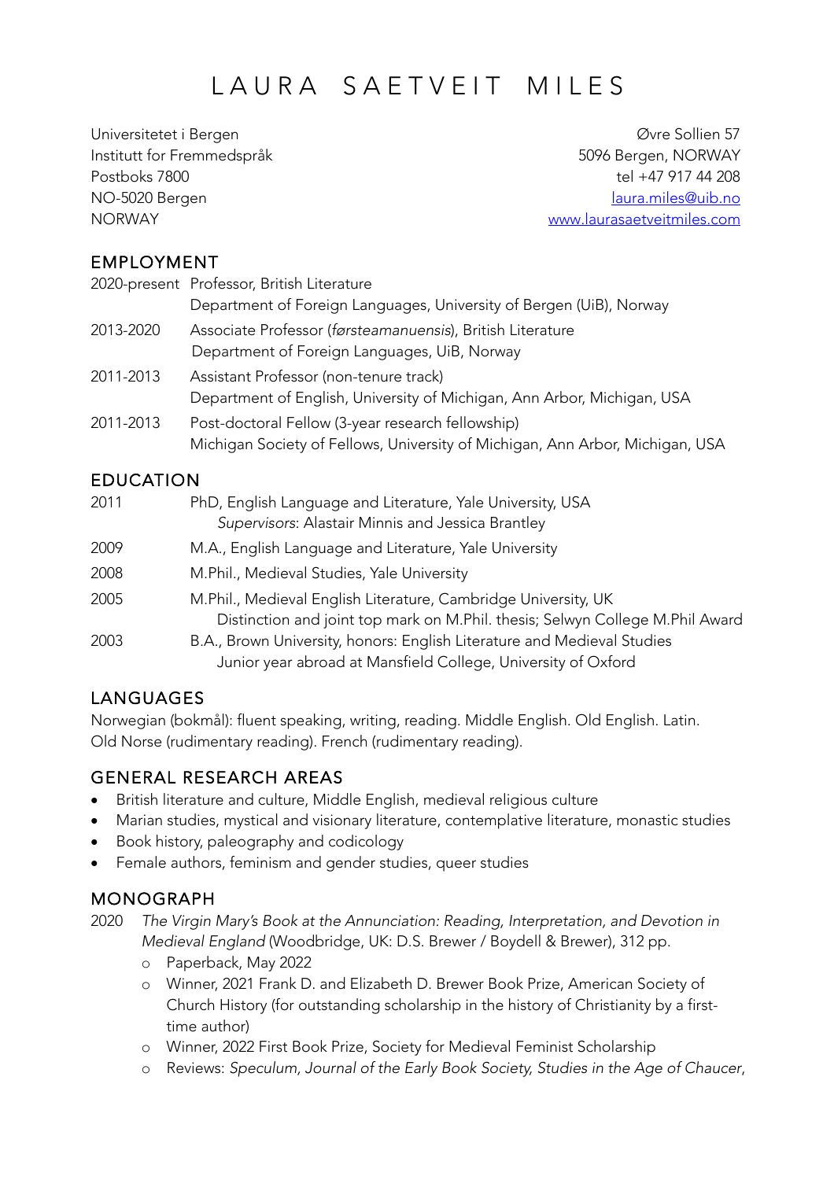# LAURA SAETVEIT MILES

Universitetet i Bergen
Institutt for Fremmedspråk
Postboks 7800
NO-5020 Bergen
NORWAY

Øvre Sollien 57
5096 Bergen, NORWAY
tel +47 917 44 208
laura.miles@uib.no
www.laurasaetveitmiles.com

## EMPLOYMENT

2020-present Professor, British Literature
Department of Foreign Languages, University of Bergen (UiB), Norway

2013-2020 Associate Professor (*førsteamanuensis*), British Literature
Department of Foreign Languages, UiB, Norway

2011-2013 Assistant Professor (non-tenure track)
Department of English, University of Michigan, Ann Arbor, Michigan, USA

2011-2013 Post-doctoral Fellow (3-year research fellowship)
Michigan Society of Fellows, University of Michigan, Ann Arbor, Michigan, USA

## EDUCATION

2011 PhD, English Language and Literature, Yale University, USA
*Supervisors*: Alastair Minnis and Jessica Brantley

2009 M.A., English Language and Literature, Yale University

2008 M.Phil., Medieval Studies, Yale University

2005 M.Phil., Medieval English Literature, Cambridge University, UK
Distinction and joint top mark on M.Phil. thesis; Selwyn College M.Phil Award

2003 B.A., Brown University, honors: English Literature and Medieval Studies
Junior year abroad at Mansfield College, University of Oxford

## LANGUAGES

Norwegian (bokmål): fluent speaking, writing, reading. Middle English. Old English. Latin.
Old Norse (rudimentary reading). French (rudimentary reading).

## GENERAL RESEARCH AREAS

- British literature and culture, Middle English, medieval religious culture
- Marian studies, mystical and visionary literature, contemplative literature, monastic studies
- Book history, paleography and codicology
- Female authors, feminism and gender studies, queer studies

## MONOGRAPH

2020 *The Virgin Mary's Book at the Annunciation: Reading, Interpretation, and Devotion in Medieval England* (Woodbridge, UK: D.S. Brewer / Boydell & Brewer), 312 pp.

- Paperback, May 2022
- Winner, 2021 Frank D. and Elizabeth D. Brewer Book Prize, American Society of Church History (for outstanding scholarship in the history of Christianity by a first-time author)
- Winner, 2022 First Book Prize, Society for Medieval Feminist Scholarship
- Reviews: *Speculum, Journal of the Early Book Society, Studies in the Age of Chaucer*,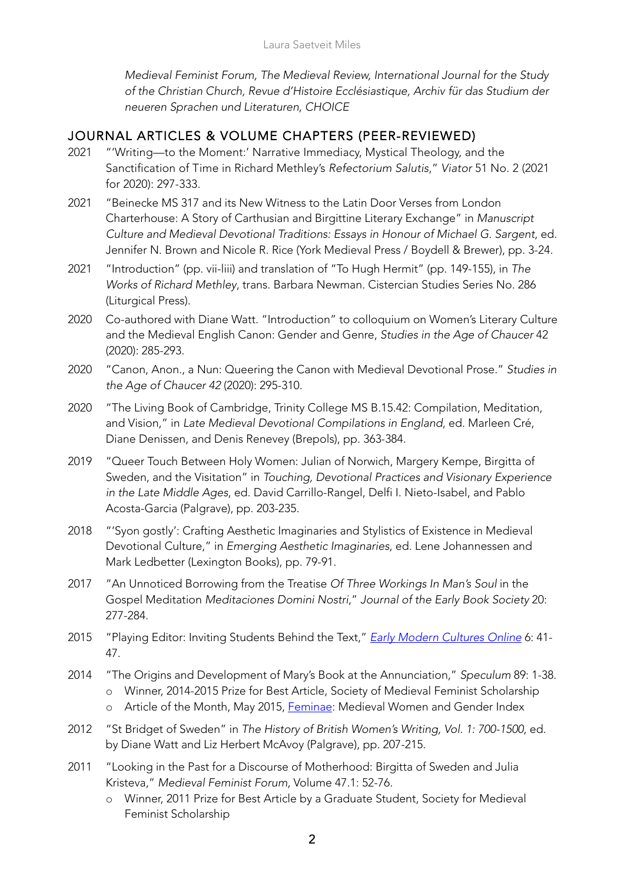*Medieval Feminist Forum, The Medieval Review, International Journal for the Study of the Christian Church, Revue d'Histoire Ecclésiastique, Archiv für das Studium der neueren Sprachen und Literaturen, CHOICE*

## JOURNAL ARTICLES & VOLUME CHAPTERS (PEER-REVIEWED)

2021 "'Writing—to the Moment:' Narrative Immediacy, Mystical Theology, and the Sanctification of Time in Richard Methley's *Refectorium Salutis*," *Viator* 51 No. 2 (2021 for 2020): 297-333.

2021 "Beinecke MS 317 and its New Witness to the Latin Door Verses from London Charterhouse: A Story of Carthusian and Birgittine Literary Exchange" in *Manuscript Culture and Medieval Devotional Traditions: Essays in Honour of Michael G. Sargent*, ed. Jennifer N. Brown and Nicole R. Rice (York Medieval Press / Boydell & Brewer), pp. 3-24.

2021 "Introduction" (pp. vii-liii) and translation of "To Hugh Hermit" (pp. 149-155), in *The Works of Richard Methley*, trans. Barbara Newman. Cistercian Studies Series No. 286 (Liturgical Press).

2020 Co-authored with Diane Watt. "Introduction" to colloquium on Women's Literary Culture and the Medieval English Canon: Gender and Genre, *Studies in the Age of Chaucer* 42 (2020): 285-293.

2020 "Canon, Anon., a Nun: Queering the Canon with Medieval Devotional Prose." *Studies in the Age of Chaucer 42* (2020): 295-310.

2020 "The Living Book of Cambridge, Trinity College MS B.15.42: Compilation, Meditation, and Vision," in *Late Medieval Devotional Compilations in England*, ed. Marleen Cré, Diane Denissen, and Denis Renevey (Brepols), pp. 363-384.

2019 "Queer Touch Between Holy Women: Julian of Norwich, Margery Kempe, Birgitta of Sweden, and the Visitation" in *Touching, Devotional Practices and Visionary Experience in the Late Middle Ages*, ed. David Carrillo-Rangel, Delfi I. Nieto-Isabel, and Pablo Acosta-Garcia (Palgrave), pp. 203-235.

2018 "'Syon gostly': Crafting Aesthetic Imaginaries and Stylistics of Existence in Medieval Devotional Culture," in *Emerging Aesthetic Imaginaries*, ed. Lene Johannessen and Mark Ledbetter (Lexington Books), pp. 79-91.

2017 "An Unnoticed Borrowing from the Treatise *Of Three Workings In Man's Soul* in the Gospel Meditation *Meditaciones Domini Nostri*," *Journal of the Early Book Society* 20: 277-284.

2015 "Playing Editor: Inviting Students Behind the Text," *Early Modern Cultures Online* 6: 41-47.

2014 "The Origins and Development of Mary's Book at the Annunciation," *Speculum* 89: 1-38.
- Winner, 2014-2015 Prize for Best Article, Society of Medieval Feminist Scholarship
- Article of the Month, May 2015, Feminae: Medieval Women and Gender Index

2012 "St Bridget of Sweden" in *The History of British Women's Writing, Vol. 1: 700-1500*, ed. by Diane Watt and Liz Herbert McAvoy (Palgrave), pp. 207-215.

2011 "Looking in the Past for a Discourse of Motherhood: Birgitta of Sweden and Julia Kristeva," *Medieval Feminist Forum*, Volume 47.1: 52-76.
- Winner, 2011 Prize for Best Article by a Graduate Student, Society for Medieval Feminist Scholarship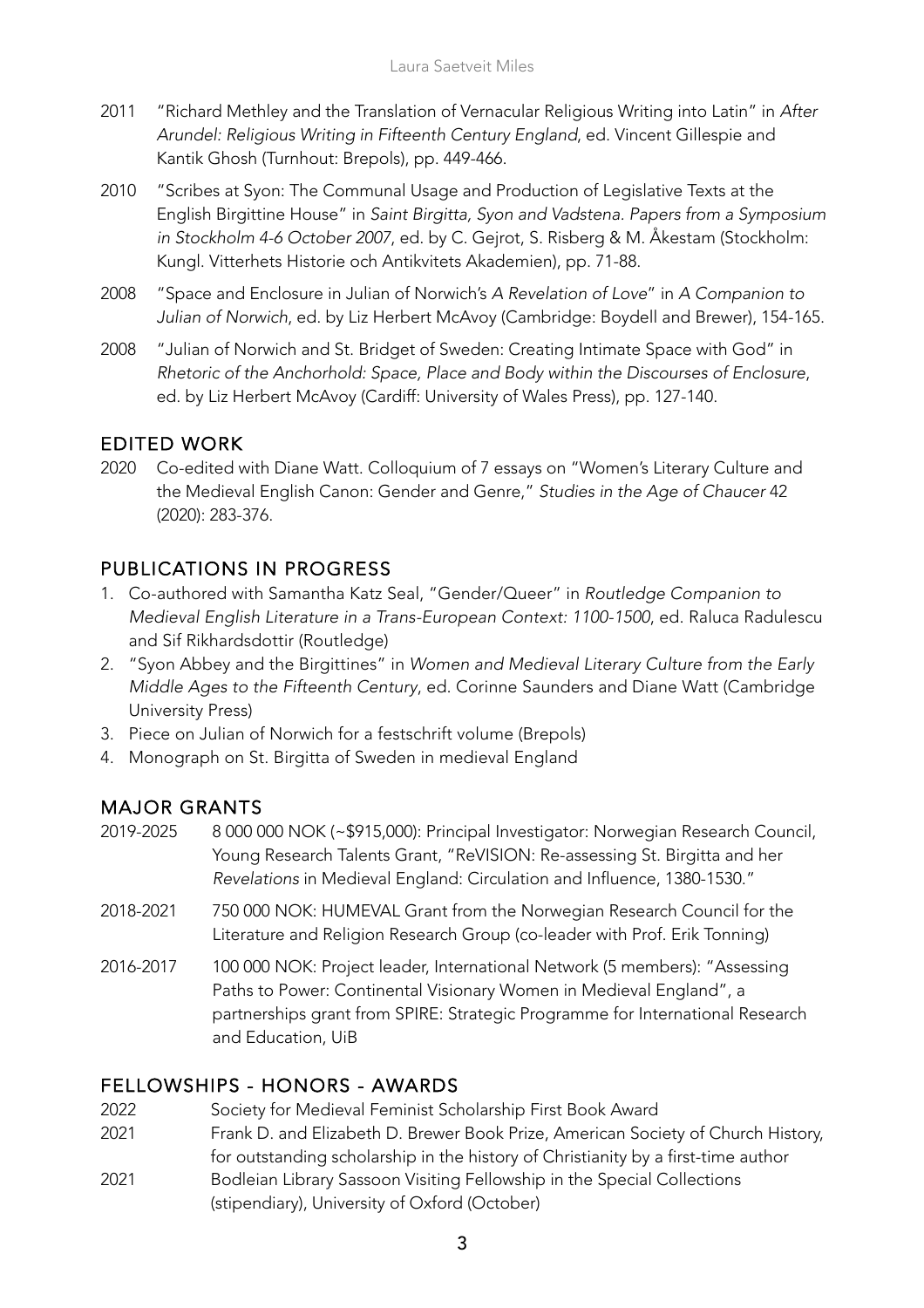2011 "Richard Methley and the Translation of Vernacular Religious Writing into Latin" in *After Arundel: Religious Writing in Fifteenth Century England*, ed. Vincent Gillespie and Kantik Ghosh (Turnhout: Brepols), pp. 449-466.

2010 "Scribes at Syon: The Communal Usage and Production of Legislative Texts at the English Birgittine House" in *Saint Birgitta, Syon and Vadstena. Papers from a Symposium in Stockholm 4-6 October 2007*, ed. by C. Gejrot, S. Risberg & M. Åkestam (Stockholm: Kungl. Vitterhets Historie och Antikvitets Akademien), pp. 71-88.

2008 "Space and Enclosure in Julian of Norwich's *A Revelation of Love*" in *A Companion to Julian of Norwich*, ed. by Liz Herbert McAvoy (Cambridge: Boydell and Brewer), 154-165.

2008 "Julian of Norwich and St. Bridget of Sweden: Creating Intimate Space with God" in *Rhetoric of the Anchorhold: Space, Place and Body within the Discourses of Enclosure*, ed. by Liz Herbert McAvoy (Cardiff: University of Wales Press), pp. 127-140.

## EDITED WORK

2020 Co-edited with Diane Watt. Colloquium of 7 essays on "Women's Literary Culture and the Medieval English Canon: Gender and Genre," *Studies in the Age of Chaucer* 42 (2020): 283-376.

## PUBLICATIONS IN PROGRESS

1. Co-authored with Samantha Katz Seal, "Gender/Queer" in *Routledge Companion to Medieval English Literature in a Trans-European Context: 1100-1500*, ed. Raluca Radulescu and Sif Rikhardsdottir (Routledge)
2. "Syon Abbey and the Birgittines" in *Women and Medieval Literary Culture from the Early Middle Ages to the Fifteenth Century*, ed. Corinne Saunders and Diane Watt (Cambridge University Press)
3. Piece on Julian of Norwich for a festschrift volume (Brepols)
4. Monograph on St. Birgitta of Sweden in medieval England

## MAJOR GRANTS

2019-2025 8 000 000 NOK (~$915,000): Principal Investigator: Norwegian Research Council, Young Research Talents Grant, "ReVISION: Re-assessing St. Birgitta and her *Revelations* in Medieval England: Circulation and Influence, 1380-1530."

2018-2021 750 000 NOK: HUMEVAL Grant from the Norwegian Research Council for the Literature and Religion Research Group (co-leader with Prof. Erik Tonning)

2016-2017 100 000 NOK: Project leader, International Network (5 members): "Assessing Paths to Power: Continental Visionary Women in Medieval England", a partnerships grant from SPIRE: Strategic Programme for International Research and Education, UiB

## FELLOWSHIPS - HONORS - AWARDS

2022 Society for Medieval Feminist Scholarship First Book Award

2021 Frank D. and Elizabeth D. Brewer Book Prize, American Society of Church History, for outstanding scholarship in the history of Christianity by a first-time author

2021 Bodleian Library Sassoon Visiting Fellowship in the Special Collections (stipendiary), University of Oxford (October)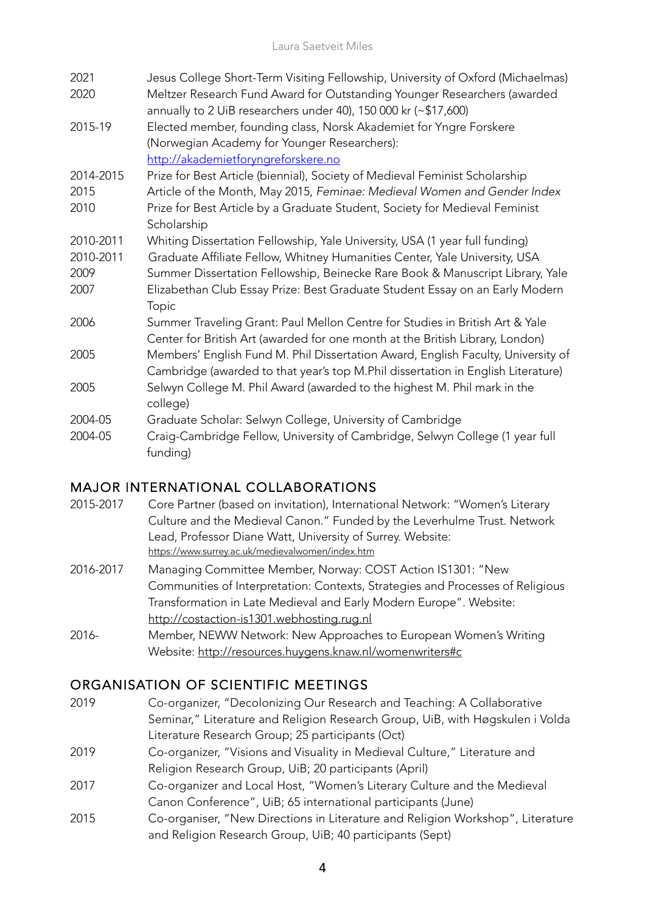| | |
|---|---|
| 2021 | Jesus College Short-Term Visiting Fellowship, University of Oxford (Michaelmas) |
| 2020 | Meltzer Research Fund Award for Outstanding Younger Researchers (awarded annually to 2 UiB researchers under 40), 150 000 kr (~$17,600) |
| 2015-19 | Elected member, founding class, Norsk Akademiet for Yngre Forskere (Norwegian Academy for Younger Researchers): [http://akademietforyngreforskere.no](http://akademietforyngreforskere.no) |
| 2014-2015 | Prize for Best Article (biennial), Society of Medieval Feminist Scholarship |
| 2015 | Article of the Month, May 2015, *Feminae: Medieval Women and Gender Index* |
| 2010 | Prize for Best Article by a Graduate Student, Society for Medieval Feminist Scholarship |
| 2010-2011 | Whiting Dissertation Fellowship, Yale University, USA (1 year full funding) |
| 2010-2011 | Graduate Affiliate Fellow, Whitney Humanities Center, Yale University, USA |
| 2009 | Summer Dissertation Fellowship, Beinecke Rare Book & Manuscript Library, Yale |
| 2007 | Elizabethan Club Essay Prize: Best Graduate Student Essay on an Early Modern Topic |
| 2006 | Summer Traveling Grant: Paul Mellon Centre for Studies in British Art & Yale Center for British Art (awarded for one month at the British Library, London) |
| 2005 | Members' English Fund M. Phil Dissertation Award, English Faculty, University of Cambridge (awarded to that year's top M.Phil dissertation in English Literature) |
| 2005 | Selwyn College M. Phil Award (awarded to the highest M. Phil mark in the college) |
| 2004-05 | Graduate Scholar: Selwyn College, University of Cambridge |
| 2004-05 | Craig-Cambridge Fellow, University of Cambridge, Selwyn College (1 year full funding) |

## MAJOR INTERNATIONAL COLLABORATIONS

| | |
|---|---|
| 2015-2017 | Core Partner (based on invitation), International Network: "Women's Literary Culture and the Medieval Canon." Funded by the Leverhulme Trust. Network Lead, Professor Diane Watt, University of Surrey. Website: [https://www.surrey.ac.uk/medievalwomen/index.htm](https://www.surrey.ac.uk/medievalwomen/index.htm) |
| 2016-2017 | Managing Committee Member, Norway: COST Action IS1301: "New Communities of Interpretation: Contexts, Strategies and Processes of Religious Transformation in Late Medieval and Early Modern Europe". Website: [http://costaction-is1301.webhosting.rug.nl](http://costaction-is1301.webhosting.rug.nl) |
| 2016- | Member, NEWW Network: New Approaches to European Women's Writing Website: [http://resources.huygens.knaw.nl/womenwriters#c](http://resources.huygens.knaw.nl/womenwriters#c) |

## ORGANISATION OF SCIENTIFIC MEETINGS

| | |
|---|---|
| 2019 | Co-organizer, "Decolonizing Our Research and Teaching: A Collaborative Seminar," Literature and Religion Research Group, UiB, with Høgskulen i Volda Literature Research Group; 25 participants (Oct) |
| 2019 | Co-organizer, "Visions and Visuality in Medieval Culture," Literature and Religion Research Group, UiB; 20 participants (April) |
| 2017 | Co-organizer and Local Host, "Women's Literary Culture and the Medieval Canon Conference", UiB; 65 international participants (June) |
| 2015 | Co-organiser, "New Directions in Literature and Religion Workshop", Literature and Religion Research Group, UiB; 40 participants (Sept) |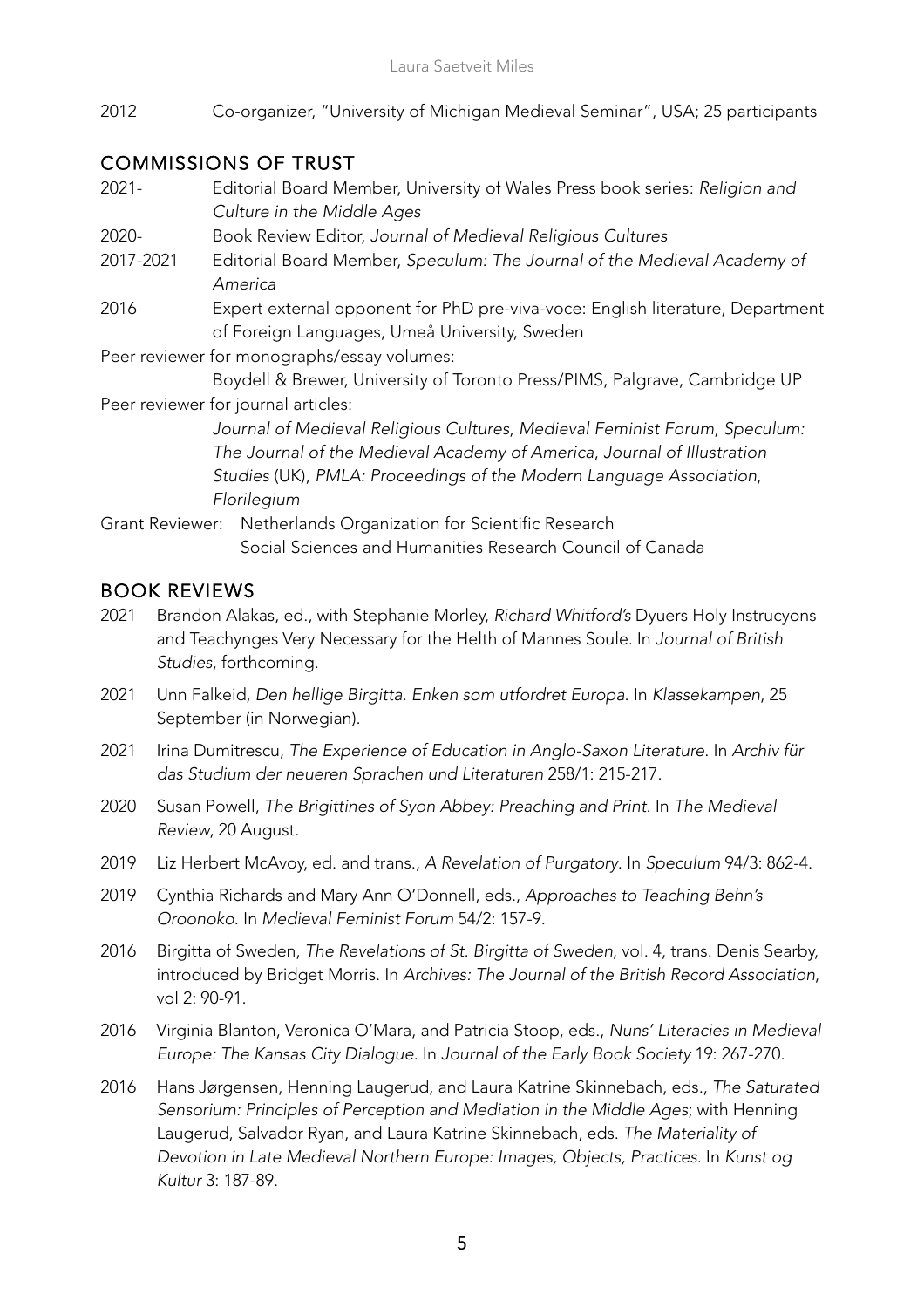2012 Co-organizer, "University of Michigan Medieval Seminar", USA; 25 participants

## COMMISSIONS OF TRUST

2021- Editorial Board Member, University of Wales Press book series: *Religion and Culture in the Middle Ages*

2020- Book Review Editor, *Journal of Medieval Religious Cultures*

2017-2021 Editorial Board Member, *Speculum: The Journal of the Medieval Academy of America*

2016 Expert external opponent for PhD pre-viva-voce: English literature, Department of Foreign Languages, Umeå University, Sweden

Peer reviewer for monographs/essay volumes:
Boydell & Brewer, University of Toronto Press/PIMS, Palgrave, Cambridge UP

Peer reviewer for journal articles:
*Journal of Medieval Religious Cultures*, *Medieval Feminist Forum*, *Speculum: The Journal of the Medieval Academy of America*, *Journal of Illustration Studies* (UK), *PMLA: Proceedings of the Modern Language Association*, *Florilegium*

Grant Reviewer: Netherlands Organization for Scientific Research
Social Sciences and Humanities Research Council of Canada

## BOOK REVIEWS

2021 Brandon Alakas, ed., with Stephanie Morley, *Richard Whitford's* Dyuers Holy Instrucyons and Teachynges Very Necessary for the Helth of Mannes Soule. In *Journal of British Studies*, forthcoming.

2021 Unn Falkeid, *Den hellige Birgitta. Enken som utfordret Europa*. In *Klassekampen*, 25 September (in Norwegian).

2021 Irina Dumitrescu, *The Experience of Education in Anglo-Saxon Literature*. In *Archiv für das Studium der neueren Sprachen und Literaturen* 258/1: 215-217.

2020 Susan Powell, *The Brigittines of Syon Abbey: Preaching and Print*. In *The Medieval Review*, 20 August.

2019 Liz Herbert McAvoy, ed. and trans., *A Revelation of Purgatory*. In *Speculum* 94/3: 862-4.

2019 Cynthia Richards and Mary Ann O'Donnell, eds., *Approaches to Teaching Behn's Oroonoko*. In *Medieval Feminist Forum* 54/2: 157-9.

2016 Birgitta of Sweden, *The Revelations of St. Birgitta of Sweden*, vol. 4, trans. Denis Searby, introduced by Bridget Morris. In *Archives: The Journal of the British Record Association*, vol 2: 90-91.

2016 Virginia Blanton, Veronica O'Mara, and Patricia Stoop, eds., *Nuns' Literacies in Medieval Europe: The Kansas City Dialogue*. In *Journal of the Early Book Society* 19: 267-270.

2016 Hans Jørgensen, Henning Laugerud, and Laura Katrine Skinnebach, eds., *The Saturated Sensorium: Principles of Perception and Mediation in the Middle Ages*; with Henning Laugerud, Salvador Ryan, and Laura Katrine Skinnebach, eds. *The Materiality of Devotion in Late Medieval Northern Europe: Images, Objects, Practices*. In *Kunst og Kultur* 3: 187-89.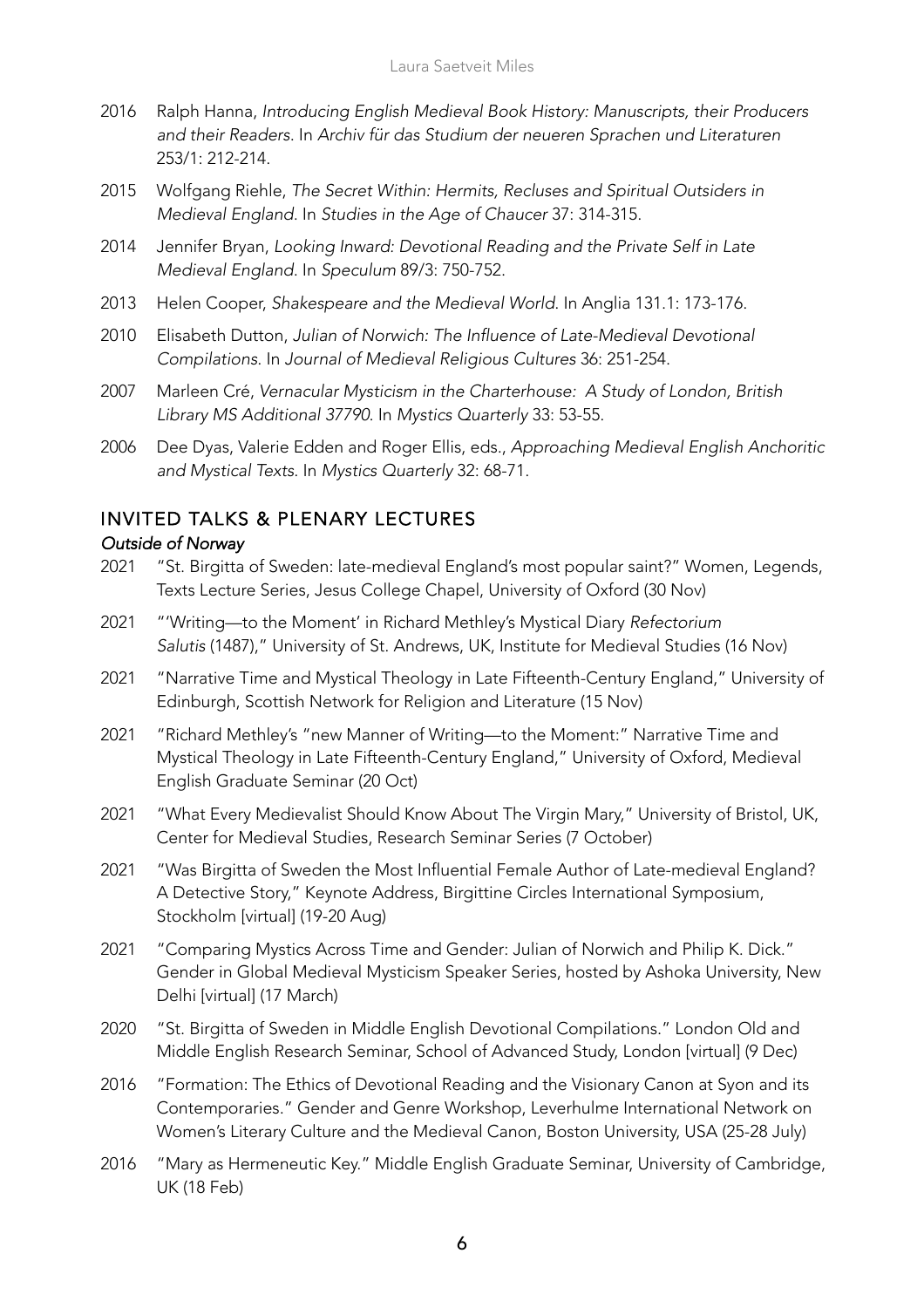2016 Ralph Hanna, *Introducing English Medieval Book History: Manuscripts, their Producers and their Readers*. In *Archiv für das Studium der neueren Sprachen und Literaturen* 253/1: 212-214.

2015 Wolfgang Riehle, *The Secret Within: Hermits, Recluses and Spiritual Outsiders in Medieval England*. In *Studies in the Age of Chaucer* 37: 314-315.

2014 Jennifer Bryan, *Looking Inward: Devotional Reading and the Private Self in Late Medieval England*. In *Speculum* 89/3: 750-752.

2013 Helen Cooper, *Shakespeare and the Medieval World.* In Anglia 131.1: 173-176.

2010 Elisabeth Dutton, *Julian of Norwich: The Influence of Late-Medieval Devotional Compilations*. In *Journal of Medieval Religious Cultures* 36: 251-254.

2007 Marleen Cré, *Vernacular Mysticism in the Charterhouse: A Study of London, British Library MS Additional 37790*. In *Mystics Quarterly* 33: 53-55.

2006 Dee Dyas, Valerie Edden and Roger Ellis, eds., *Approaching Medieval English Anchoritic and Mystical Texts*. In *Mystics Quarterly* 32: 68-71.

## INVITED TALKS & PLENARY LECTURES

### *Outside of Norway*

2021 "St. Birgitta of Sweden: late-medieval England's most popular saint?" Women, Legends, Texts Lecture Series, Jesus College Chapel, University of Oxford (30 Nov)

2021 "'Writing—to the Moment' in Richard Methley's Mystical Diary *Refectorium Salutis* (1487)," University of St. Andrews, UK, Institute for Medieval Studies (16 Nov)

2021 "Narrative Time and Mystical Theology in Late Fifteenth-Century England," University of Edinburgh, Scottish Network for Religion and Literature (15 Nov)

2021 "Richard Methley's "new Manner of Writing—to the Moment:" Narrative Time and Mystical Theology in Late Fifteenth-Century England," University of Oxford, Medieval English Graduate Seminar (20 Oct)

2021 "What Every Medievalist Should Know About The Virgin Mary," University of Bristol, UK, Center for Medieval Studies, Research Seminar Series (7 October)

2021 "Was Birgitta of Sweden the Most Influential Female Author of Late-medieval England? A Detective Story," Keynote Address, Birgittine Circles International Symposium, Stockholm [virtual] (19-20 Aug)

2021 "Comparing Mystics Across Time and Gender: Julian of Norwich and Philip K. Dick." Gender in Global Medieval Mysticism Speaker Series, hosted by Ashoka University, New Delhi [virtual] (17 March)

2020 "St. Birgitta of Sweden in Middle English Devotional Compilations." London Old and Middle English Research Seminar, School of Advanced Study, London [virtual] (9 Dec)

2016 "Formation: The Ethics of Devotional Reading and the Visionary Canon at Syon and its Contemporaries." Gender and Genre Workshop, Leverhulme International Network on Women's Literary Culture and the Medieval Canon, Boston University, USA (25-28 July)

2016 "Mary as Hermeneutic Key." Middle English Graduate Seminar, University of Cambridge, UK (18 Feb)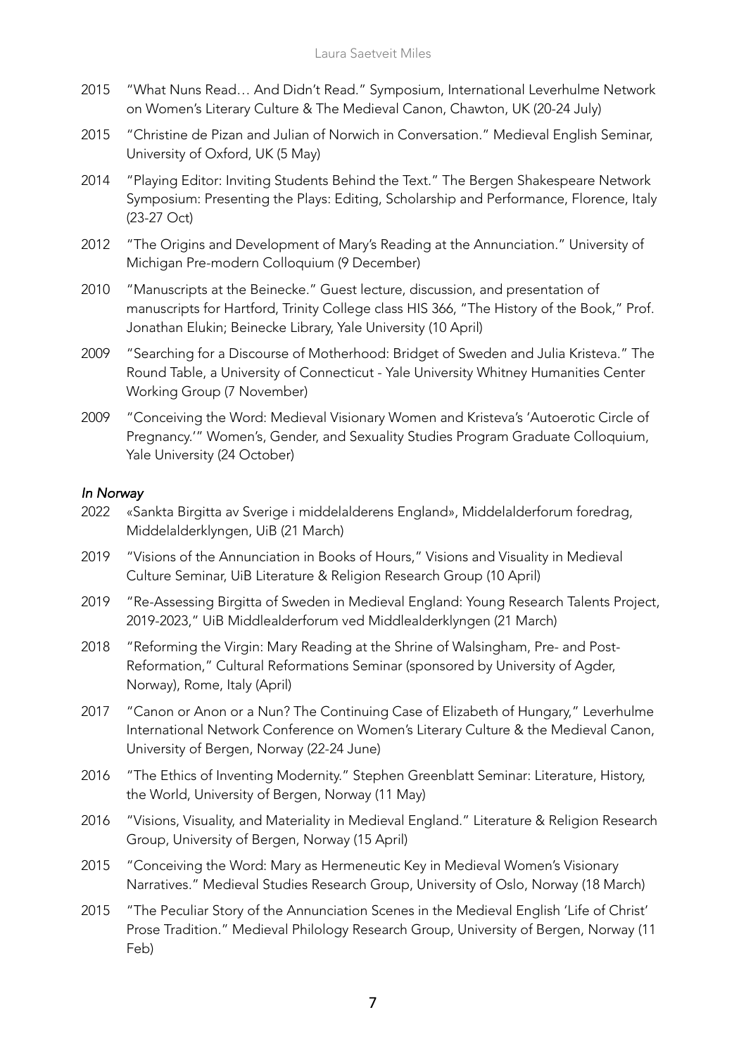2015 "What Nuns Read… And Didn't Read." Symposium, International Leverhulme Network on Women's Literary Culture & The Medieval Canon, Chawton, UK (20-24 July)

2015 "Christine de Pizan and Julian of Norwich in Conversation." Medieval English Seminar, University of Oxford, UK (5 May)

2014 "Playing Editor: Inviting Students Behind the Text." The Bergen Shakespeare Network Symposium: Presenting the Plays: Editing, Scholarship and Performance, Florence, Italy (23-27 Oct)

2012 "The Origins and Development of Mary's Reading at the Annunciation." University of Michigan Pre-modern Colloquium (9 December)

2010 "Manuscripts at the Beinecke." Guest lecture, discussion, and presentation of manuscripts for Hartford, Trinity College class HIS 366, "The History of the Book," Prof. Jonathan Elukin; Beinecke Library, Yale University (10 April)

2009 "Searching for a Discourse of Motherhood: Bridget of Sweden and Julia Kristeva." The Round Table, a University of Connecticut - Yale University Whitney Humanities Center Working Group (7 November)

2009 "Conceiving the Word: Medieval Visionary Women and Kristeva's 'Autoerotic Circle of Pregnancy.'" Women's, Gender, and Sexuality Studies Program Graduate Colloquium, Yale University (24 October)

*In Norway*

2022 «Sankta Birgitta av Sverige i middelalderens England», Middelalderforum foredrag, Middelalderklyngen, UiB (21 March)

2019 "Visions of the Annunciation in Books of Hours," Visions and Visuality in Medieval Culture Seminar, UiB Literature & Religion Research Group (10 April)

2019 "Re-Assessing Birgitta of Sweden in Medieval England: Young Research Talents Project, 2019-2023," UiB Middlealderforum ved Middlealderklyngen (21 March)

2018 "Reforming the Virgin: Mary Reading at the Shrine of Walsingham, Pre- and Post-Reformation," Cultural Reformations Seminar (sponsored by University of Agder, Norway), Rome, Italy (April)

2017 "Canon or Anon or a Nun? The Continuing Case of Elizabeth of Hungary," Leverhulme International Network Conference on Women's Literary Culture & the Medieval Canon, University of Bergen, Norway (22-24 June)

2016 "The Ethics of Inventing Modernity." Stephen Greenblatt Seminar: Literature, History, the World, University of Bergen, Norway (11 May)

2016 "Visions, Visuality, and Materiality in Medieval England." Literature & Religion Research Group, University of Bergen, Norway (15 April)

2015 "Conceiving the Word: Mary as Hermeneutic Key in Medieval Women's Visionary Narratives." Medieval Studies Research Group, University of Oslo, Norway (18 March)

2015 "The Peculiar Story of the Annunciation Scenes in the Medieval English 'Life of Christ' Prose Tradition." Medieval Philology Research Group, University of Bergen, Norway (11 Feb)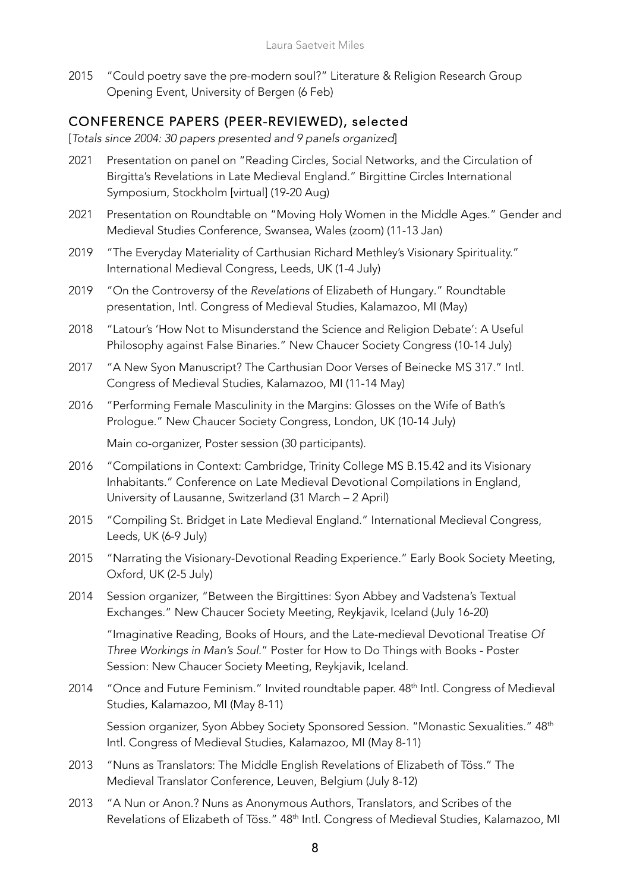2015 "Could poetry save the pre-modern soul?" Literature & Religion Research Group Opening Event, University of Bergen (6 Feb)

## CONFERENCE PAPERS (PEER-REVIEWED), selected

[*Totals since 2004: 30 papers presented and 9 panels organized*]

2021 Presentation on panel on "Reading Circles, Social Networks, and the Circulation of Birgitta's Revelations in Late Medieval England." Birgittine Circles International Symposium, Stockholm [virtual] (19-20 Aug)

2021 Presentation on Roundtable on "Moving Holy Women in the Middle Ages." Gender and Medieval Studies Conference, Swansea, Wales (zoom) (11-13 Jan)

2019 "The Everyday Materiality of Carthusian Richard Methley's Visionary Spirituality." International Medieval Congress, Leeds, UK (1-4 July)

2019 "On the Controversy of the *Revelations* of Elizabeth of Hungary." Roundtable presentation, Intl. Congress of Medieval Studies, Kalamazoo, MI (May)

2018 "Latour's 'How Not to Misunderstand the Science and Religion Debate': A Useful Philosophy against False Binaries." New Chaucer Society Congress (10-14 July)

2017 "A New Syon Manuscript? The Carthusian Door Verses of Beinecke MS 317." Intl. Congress of Medieval Studies, Kalamazoo, MI (11-14 May)

2016 "Performing Female Masculinity in the Margins: Glosses on the Wife of Bath's Prologue." New Chaucer Society Congress, London, UK (10-14 July)

Main co-organizer, Poster session (30 participants).

2016 "Compilations in Context: Cambridge, Trinity College MS B.15.42 and its Visionary Inhabitants." Conference on Late Medieval Devotional Compilations in England, University of Lausanne, Switzerland (31 March – 2 April)

2015 "Compiling St. Bridget in Late Medieval England." International Medieval Congress, Leeds, UK (6-9 July)

2015 "Narrating the Visionary-Devotional Reading Experience." Early Book Society Meeting, Oxford, UK (2-5 July)

2014 Session organizer, "Between the Birgittines: Syon Abbey and Vadstena's Textual Exchanges." New Chaucer Society Meeting, Reykjavik, Iceland (July 16-20)

"Imaginative Reading, Books of Hours, and the Late-medieval Devotional Treatise *Of Three Workings in Man's Soul*." Poster for How to Do Things with Books - Poster Session: New Chaucer Society Meeting, Reykjavik, Iceland.

2014 "Once and Future Feminism." Invited roundtable paper. 48th Intl. Congress of Medieval Studies, Kalamazoo, MI (May 8-11)

Session organizer, Syon Abbey Society Sponsored Session. "Monastic Sexualities." 48th Intl. Congress of Medieval Studies, Kalamazoo, MI (May 8-11)

2013 "Nuns as Translators: The Middle English Revelations of Elizabeth of Töss." The Medieval Translator Conference, Leuven, Belgium (July 8-12)

2013 "A Nun or Anon.? Nuns as Anonymous Authors, Translators, and Scribes of the Revelations of Elizabeth of Töss." 48th Intl. Congress of Medieval Studies, Kalamazoo, MI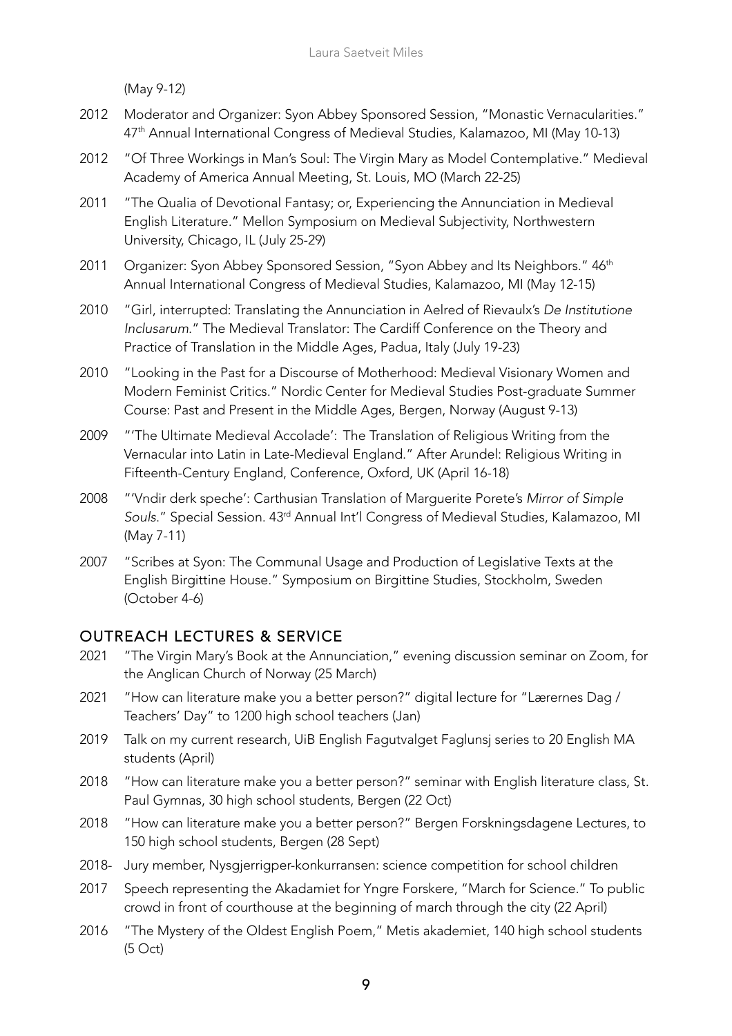(May 9-12)

2012 Moderator and Organizer: Syon Abbey Sponsored Session, "Monastic Vernacularities." 47th Annual International Congress of Medieval Studies, Kalamazoo, MI (May 10-13)

2012 "Of Three Workings in Man's Soul: The Virgin Mary as Model Contemplative." Medieval Academy of America Annual Meeting, St. Louis, MO (March 22-25)

2011 "The Qualia of Devotional Fantasy; or, Experiencing the Annunciation in Medieval English Literature." Mellon Symposium on Medieval Subjectivity, Northwestern University, Chicago, IL (July 25-29)

2011 Organizer: Syon Abbey Sponsored Session, "Syon Abbey and Its Neighbors." 46th Annual International Congress of Medieval Studies, Kalamazoo, MI (May 12-15)

2010 "Girl, interrupted: Translating the Annunciation in Aelred of Rievaulx's *De Institutione Inclusarum*." The Medieval Translator: The Cardiff Conference on the Theory and Practice of Translation in the Middle Ages, Padua, Italy (July 19-23)

2010 "Looking in the Past for a Discourse of Motherhood: Medieval Visionary Women and Modern Feminist Critics." Nordic Center for Medieval Studies Post-graduate Summer Course: Past and Present in the Middle Ages, Bergen, Norway (August 9-13)

2009 "'The Ultimate Medieval Accolade': The Translation of Religious Writing from the Vernacular into Latin in Late-Medieval England." After Arundel: Religious Writing in Fifteenth-Century England, Conference, Oxford, UK (April 16-18)

2008 "'Vndir derk speche': Carthusian Translation of Marguerite Porete's *Mirror of Simple Souls*." Special Session. 43rd Annual Int'l Congress of Medieval Studies, Kalamazoo, MI (May 7-11)

2007 "Scribes at Syon: The Communal Usage and Production of Legislative Texts at the English Birgittine House." Symposium on Birgittine Studies, Stockholm, Sweden (October 4-6)

## OUTREACH LECTURES & SERVICE

2021 "The Virgin Mary's Book at the Annunciation," evening discussion seminar on Zoom, for the Anglican Church of Norway (25 March)

2021 "How can literature make you a better person?" digital lecture for "Lærernes Dag / Teachers' Day" to 1200 high school teachers (Jan)

2019 Talk on my current research, UiB English Fagutvalget Faglunsj series to 20 English MA students (April)

2018 "How can literature make you a better person?" seminar with English literature class, St. Paul Gymnas, 30 high school students, Bergen (22 Oct)

2018 "How can literature make you a better person?" Bergen Forskningsdagene Lectures, to 150 high school students, Bergen (28 Sept)

2018- Jury member, Nysgjerrigper-konkurransen: science competition for school children

2017 Speech representing the Akadamiet for Yngre Forskere, "March for Science." To public crowd in front of courthouse at the beginning of march through the city (22 April)

2016 "The Mystery of the Oldest English Poem," Metis akademiet, 140 high school students (5 Oct)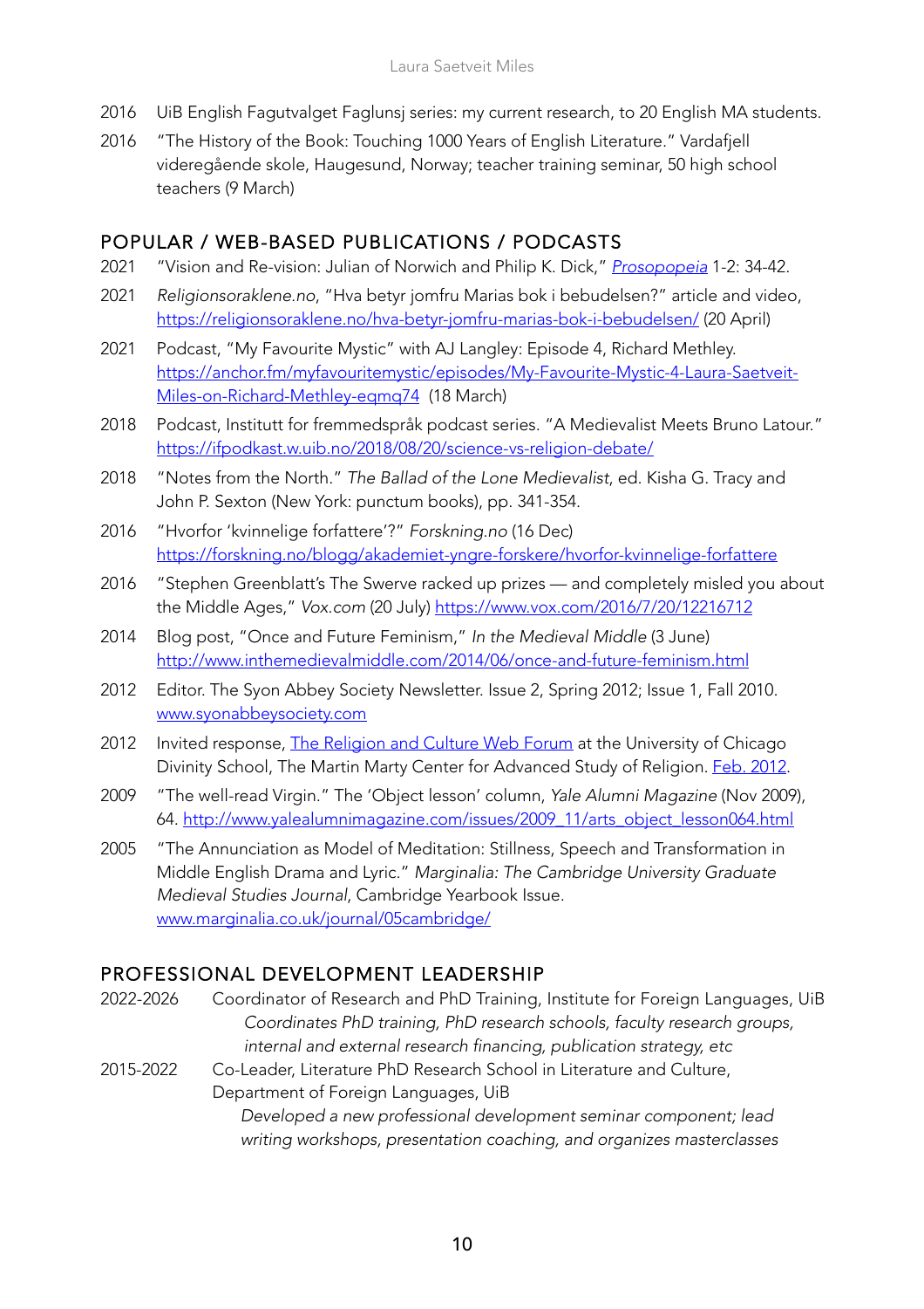2016 UiB English Fagutvalget Faglunsj series: my current research, to 20 English MA students.

2016 "The History of the Book: Touching 1000 Years of English Literature." Vardafjell videregående skole, Haugesund, Norway; teacher training seminar, 50 high school teachers (9 March)

## POPULAR / WEB-BASED PUBLICATIONS / PODCASTS

2021 "Vision and Re-vision: Julian of Norwich and Philip K. Dick," *Prosopopeia* 1-2: 34-42.

2021 *Religionsoraklene.no*, "Hva betyr jomfru Marias bok i bebudelsen?" article and video, https://religionsoraklene.no/hva-betyr-jomfru-marias-bok-i-bebudelsen/ (20 April)

2021 Podcast, "My Favourite Mystic" with AJ Langley: Episode 4, Richard Methley. https://anchor.fm/myfavouritemystic/episodes/My-Favourite-Mystic-4-Laura-Saetveit-Miles-on-Richard-Methley-eqmq74 (18 March)

2018 Podcast, Institutt for fremmedspråk podcast series. "A Medievalist Meets Bruno Latour." https://ifpodkast.w.uib.no/2018/08/20/science-vs-religion-debate/

2018 "Notes from the North." *The Ballad of the Lone Medievalist*, ed. Kisha G. Tracy and John P. Sexton (New York: punctum books), pp. 341-354.

2016 "Hvorfor 'kvinnelige forfattere'?" *Forskning.no* (16 Dec) https://forskning.no/blogg/akademiet-yngre-forskere/hvorfor-kvinnelige-forfattere

2016 "Stephen Greenblatt's The Swerve racked up prizes — and completely misled you about the Middle Ages," *Vox.com* (20 July) https://www.vox.com/2016/7/20/12216712

2014 Blog post, "Once and Future Feminism," *In the Medieval Middle* (3 June) http://www.inthemedievalmiddle.com/2014/06/once-and-future-feminism.html

2012 Editor. The Syon Abbey Society Newsletter. Issue 2, Spring 2012; Issue 1, Fall 2010. www.syonabbeysociety.com

2012 Invited response, The Religion and Culture Web Forum at the University of Chicago Divinity School, The Martin Marty Center for Advanced Study of Religion. Feb. 2012.

2009 "The well-read Virgin." The 'Object lesson' column, *Yale Alumni Magazine* (Nov 2009), 64. http://www.yalealumnimagazine.com/issues/2009_11/arts_object_lesson064.html

2005 "The Annunciation as Model of Meditation: Stillness, Speech and Transformation in Middle English Drama and Lyric." *Marginalia: The Cambridge University Graduate Medieval Studies Journal*, Cambridge Yearbook Issue. www.marginalia.co.uk/journal/05cambridge/

## PROFESSIONAL DEVELOPMENT LEADERSHIP

2022-2026 Coordinator of Research and PhD Training, Institute for Foreign Languages, UiB
*Coordinates PhD training, PhD research schools, faculty research groups, internal and external research financing, publication strategy, etc*

2015-2022 Co-Leader, Literature PhD Research School in Literature and Culture, Department of Foreign Languages, UiB
*Developed a new professional development seminar component; lead writing workshops, presentation coaching, and organizes masterclasses*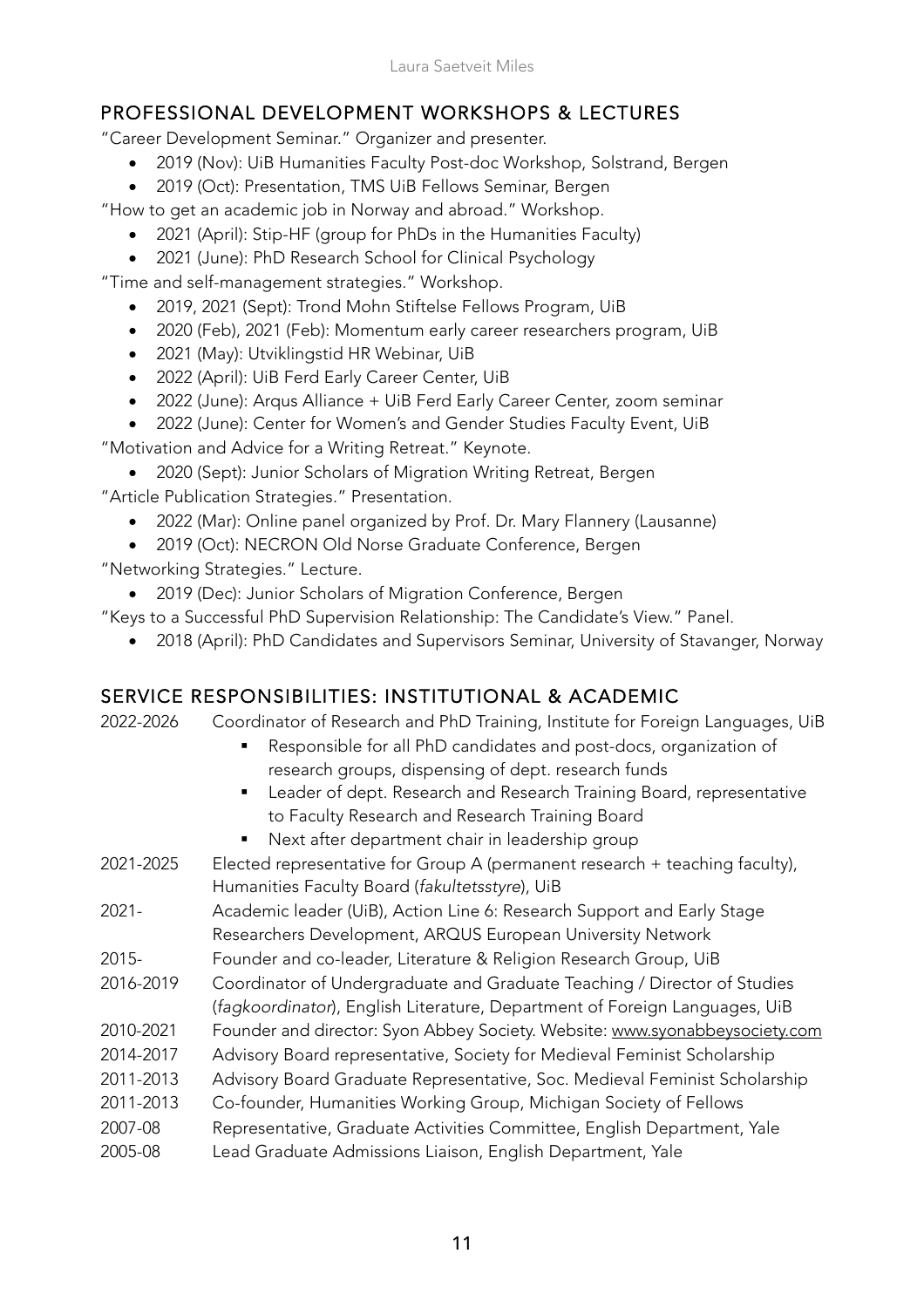## PROFESSIONAL DEVELOPMENT WORKSHOPS & LECTURES

"Career Development Seminar." Organizer and presenter.

- 2019 (Nov): UiB Humanities Faculty Post-doc Workshop, Solstrand, Bergen
- 2019 (Oct): Presentation, TMS UiB Fellows Seminar, Bergen

"How to get an academic job in Norway and abroad." Workshop.

- 2021 (April): Stip-HF (group for PhDs in the Humanities Faculty)
- 2021 (June): PhD Research School for Clinical Psychology

"Time and self-management strategies." Workshop.

- 2019, 2021 (Sept): Trond Mohn Stiftelse Fellows Program, UiB
- 2020 (Feb), 2021 (Feb): Momentum early career researchers program, UiB
- 2021 (May): Utviklingstid HR Webinar, UiB
- 2022 (April): UiB Ferd Early Career Center, UiB
- 2022 (June): Arqus Alliance + UiB Ferd Early Career Center, zoom seminar
- 2022 (June): Center for Women's and Gender Studies Faculty Event, UiB

"Motivation and Advice for a Writing Retreat." Keynote.

- 2020 (Sept): Junior Scholars of Migration Writing Retreat, Bergen

"Article Publication Strategies." Presentation.

- 2022 (Mar): Online panel organized by Prof. Dr. Mary Flannery (Lausanne)
- 2019 (Oct): NECRON Old Norse Graduate Conference, Bergen

"Networking Strategies." Lecture.

- 2019 (Dec): Junior Scholars of Migration Conference, Bergen

"Keys to a Successful PhD Supervision Relationship: The Candidate's View." Panel.

- 2018 (April): PhD Candidates and Supervisors Seminar, University of Stavanger, Norway

## SERVICE RESPONSIBILITIES: INSTITUTIONAL & ACADEMIC

2022-2026 Coordinator of Research and PhD Training, Institute for Foreign Languages, UiB
- Responsible for all PhD candidates and post-docs, organization of research groups, dispensing of dept. research funds
- Leader of dept. Research and Research Training Board, representative to Faculty Research and Research Training Board
- Next after department chair in leadership group

2021-2025 Elected representative for Group A (permanent research + teaching faculty), Humanities Faculty Board (*fakultetsstyre*), UiB

2021- Academic leader (UiB), Action Line 6: Research Support and Early Stage Researchers Development, ARQUS European University Network

2015- Founder and co-leader, Literature & Religion Research Group, UiB

2016-2019 Coordinator of Undergraduate and Graduate Teaching / Director of Studies (*fagkoordinator*), English Literature, Department of Foreign Languages, UiB

2010-2021 Founder and director: Syon Abbey Society. Website: www.syonabbeysociety.com

2014-2017 Advisory Board representative, Society for Medieval Feminist Scholarship

2011-2013 Advisory Board Graduate Representative, Soc. Medieval Feminist Scholarship

2011-2013 Co-founder, Humanities Working Group, Michigan Society of Fellows

2007-08 Representative, Graduate Activities Committee, English Department, Yale

2005-08 Lead Graduate Admissions Liaison, English Department, Yale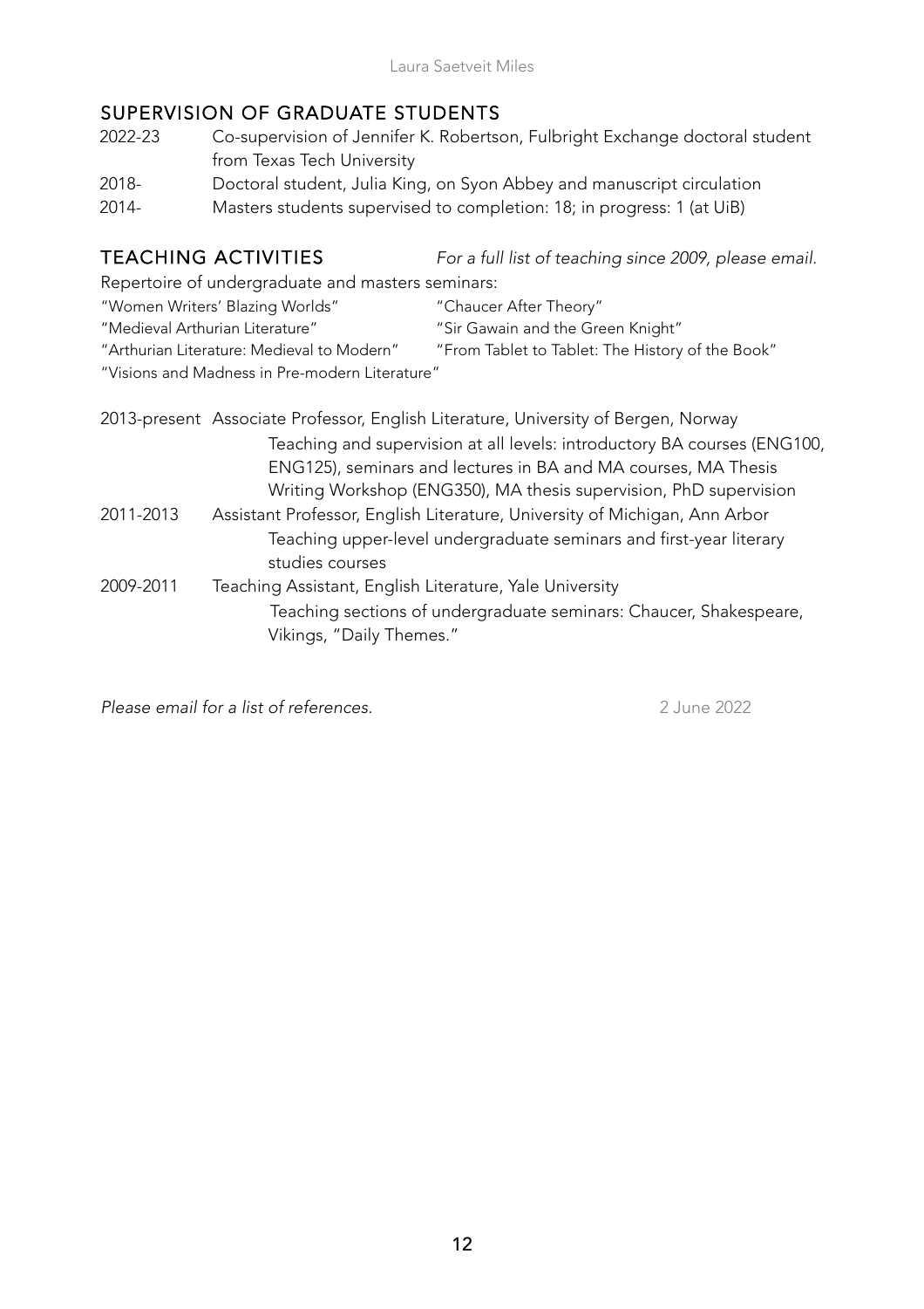## SUPERVISION OF GRADUATE STUDENTS

2022-23 Co-supervision of Jennifer K. Robertson, Fulbright Exchange doctoral student from Texas Tech University

2018- Doctoral student, Julia King, on Syon Abbey and manuscript circulation

2014- Masters students supervised to completion: 18; in progress: 1 (at UiB)

## TEACHING ACTIVITIES

*For a full list of teaching since 2009, please email.*

Repertoire of undergraduate and masters seminars:

"Women Writers' Blazing Worlds"

"Chaucer After Theory"

"Medieval Arthurian Literature"

"Sir Gawain and the Green Knight"

"Arthurian Literature: Medieval to Modern"

"From Tablet to Tablet: The History of the Book"

"Visions and Madness in Pre-modern Literature"

2013-present Associate Professor, English Literature, University of Bergen, Norway

Teaching and supervision at all levels: introductory BA courses (ENG100, ENG125), seminars and lectures in BA and MA courses, MA Thesis Writing Workshop (ENG350), MA thesis supervision, PhD supervision

2011-2013 Assistant Professor, English Literature, University of Michigan, Ann Arbor

Teaching upper-level undergraduate seminars and first-year literary studies courses

2009-2011 Teaching Assistant, English Literature, Yale University

Teaching sections of undergraduate seminars: Chaucer, Shakespeare, Vikings, "Daily Themes."

*Please email for a list of references.*

2 June 2022